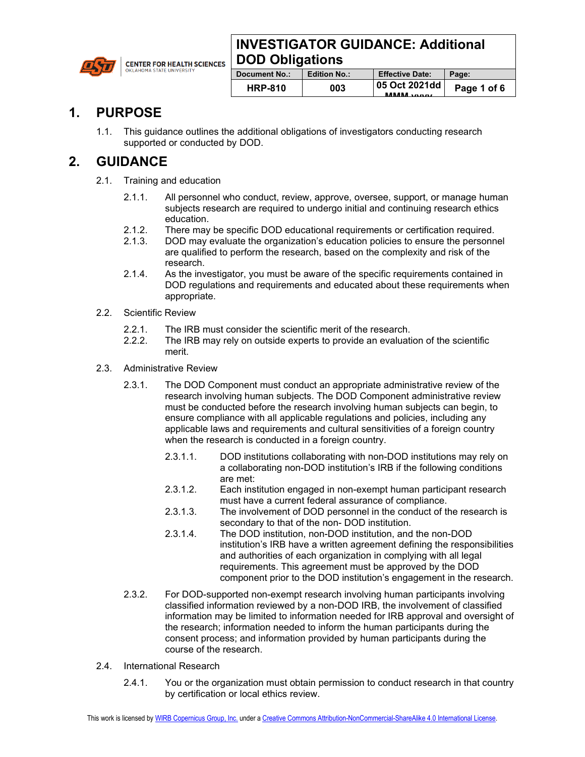# INVESTIGATOR GUIDANCE: Additional DOD Obligations

| Document No.: | Edition No.: | Effective Date: |
|---|---|---|
| HRP-810 | 003 | 05 Oct 2021dd MMM yyyy |

## 1. PURPOSE

1.1. This guidance outlines the additional obligations of investigators conducting research supported or conducted by DOD.

## 2. GUIDANCE

2.1. Training and education

2.1.1. All personnel who conduct, review, approve, oversee, support, or manage human subjects research are required to undergo initial and continuing research ethics education.

2.1.2. There may be specific DOD educational requirements or certification required.

2.1.3. DOD may evaluate the organization's education policies to ensure the personnel are qualified to perform the research, based on the complexity and risk of the research.

2.1.4. As the investigator, you must be aware of the specific requirements contained in DOD regulations and requirements and educated about these requirements when appropriate.

2.2. Scientific Review

2.2.1. The IRB must consider the scientific merit of the research.

2.2.2. The IRB may rely on outside experts to provide an evaluation of the scientific merit.

2.3. Administrative Review

2.3.1. The DOD Component must conduct an appropriate administrative review of the research involving human subjects. The DOD Component administrative review must be conducted before the research involving human subjects can begin, to ensure compliance with all applicable regulations and policies, including any applicable laws and requirements and cultural sensitivities of a foreign country when the research is conducted in a foreign country.

2.3.1.1. DOD institutions collaborating with non-DOD institutions may rely on a collaborating non-DOD institution's IRB if the following conditions are met:

2.3.1.2. Each institution engaged in non-exempt human participant research must have a current federal assurance of compliance.

2.3.1.3. The involvement of DOD personnel in the conduct of the research is secondary to that of the non- DOD institution.

2.3.1.4. The DOD institution, non-DOD institution, and the non-DOD institution's IRB have a written agreement defining the responsibilities and authorities of each organization in complying with all legal requirements. This agreement must be approved by the DOD component prior to the DOD institution's engagement in the research.

2.3.2. For DOD-supported non-exempt research involving human participants involving classified information reviewed by a non-DOD IRB, the involvement of classified information may be limited to information needed for IRB approval and oversight of the research; information needed to inform the human participants during the consent process; and information provided by human participants during the course of the research.

2.4. International Research

2.4.1. You or the organization must obtain permission to conduct research in that country by certification or local ethics review.

This work is licensed by WIRB Copernicus Group, Inc. under a Creative Commons Attribution-NonCommercial-ShareAlike 4.0 International License.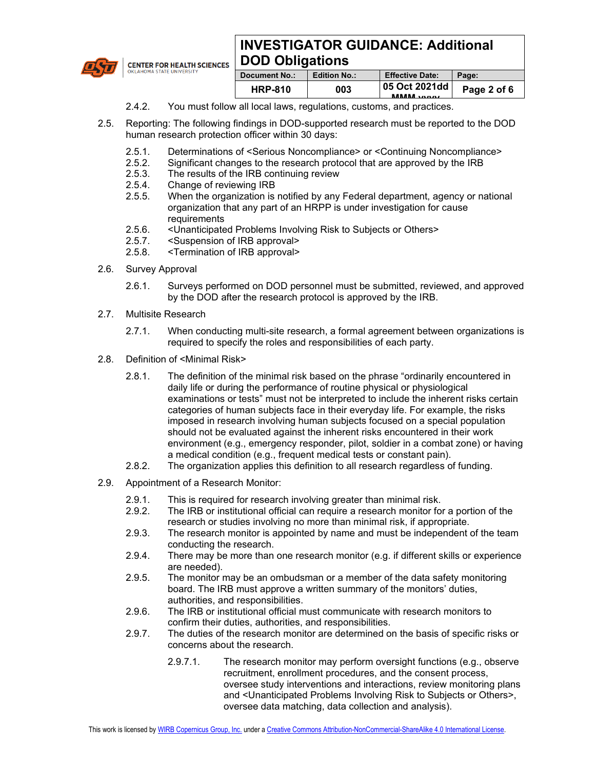2.4.2. You must follow all local laws, regulations, customs, and practices.

2.5. Reporting: The following findings in DOD-supported research must be reported to the DOD human research protection officer within 30 days:

- 2.5.1. Determinations of <Serious Noncompliance> or <Continuing Noncompliance>
- 2.5.2. Significant changes to the research protocol that are approved by the IRB
- 2.5.3. The results of the IRB continuing review
- 2.5.4. Change of reviewing IRB
- 2.5.5. When the organization is notified by any Federal department, agency or national organization that any part of an HRPP is under investigation for cause requirements
- 2.5.6. <Unanticipated Problems Involving Risk to Subjects or Others>
- 2.5.7. <Suspension of IRB approval>
- 2.5.8. <Termination of IRB approval>

2.6. Survey Approval

- 2.6.1. Surveys performed on DOD personnel must be submitted, reviewed, and approved by the DOD after the research protocol is approved by the IRB.

2.7. Multisite Research

- 2.7.1. When conducting multi-site research, a formal agreement between organizations is required to specify the roles and responsibilities of each party.

2.8. Definition of <Minimal Risk>

- 2.8.1. The definition of the minimal risk based on the phrase "ordinarily encountered in daily life or during the performance of routine physical or physiological examinations or tests" must not be interpreted to include the inherent risks certain categories of human subjects face in their everyday life. For example, the risks imposed in research involving human subjects focused on a special population should not be evaluated against the inherent risks encountered in their work environment (e.g., emergency responder, pilot, soldier in a combat zone) or having a medical condition (e.g., frequent medical tests or constant pain).
- 2.8.2. The organization applies this definition to all research regardless of funding.

2.9. Appointment of a Research Monitor:

- 2.9.1. This is required for research involving greater than minimal risk.
- 2.9.2. The IRB or institutional official can require a research monitor for a portion of the research or studies involving no more than minimal risk, if appropriate.
- 2.9.3. The research monitor is appointed by name and must be independent of the team conducting the research.
- 2.9.4. There may be more than one research monitor (e.g. if different skills or experience are needed).
- 2.9.5. The monitor may be an ombudsman or a member of the data safety monitoring board. The IRB must approve a written summary of the monitors' duties, authorities, and responsibilities.
- 2.9.6. The IRB or institutional official must communicate with research monitors to confirm their duties, authorities, and responsibilities.
- 2.9.7. The duties of the research monitor are determined on the basis of specific risks or concerns about the research.
  - 2.9.7.1. The research monitor may perform oversight functions (e.g., observe recruitment, enrollment procedures, and the consent process, oversee study interventions and interactions, review monitoring plans and <Unanticipated Problems Involving Risk to Subjects or Others>, oversee data matching, data collection and analysis).

This work is licensed by WIRB Copernicus Group, Inc. under a Creative Commons Attribution-NonCommercial-ShareAlike 4.0 International License.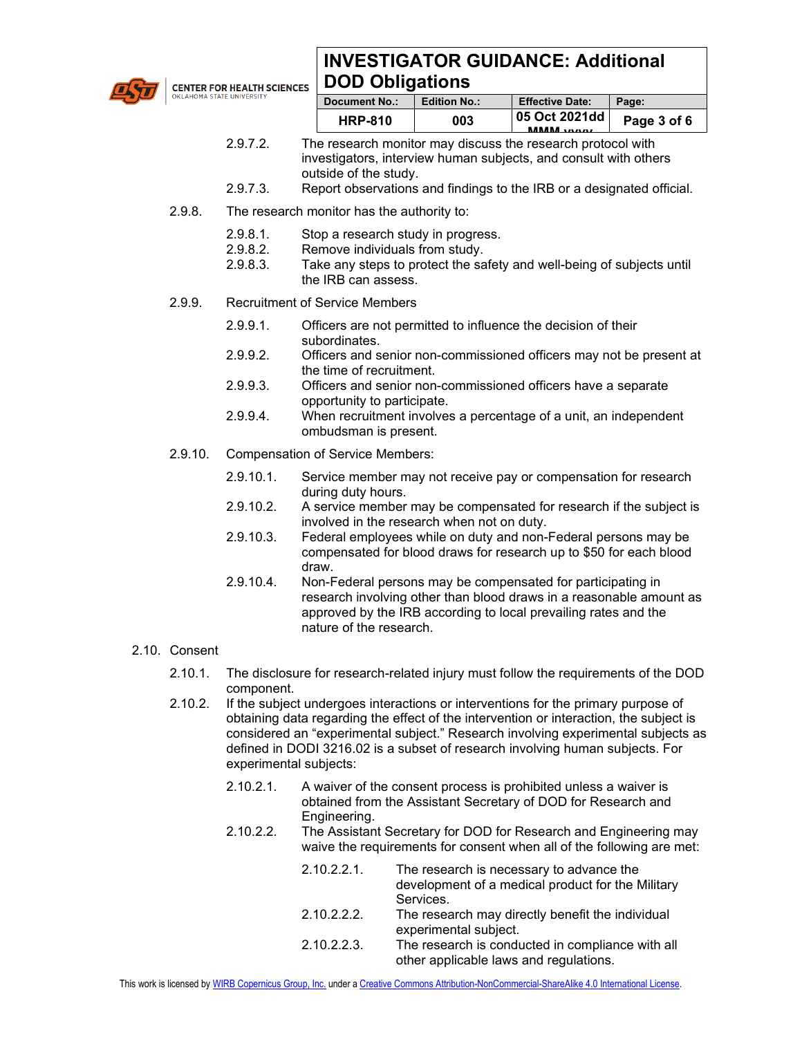2.9.7.2. The research monitor may discuss the research protocol with investigators, interview human subjects, and consult with others outside of the study.

2.9.7.3. Report observations and findings to the IRB or a designated official.

2.9.8. The research monitor has the authority to:

2.9.8.1. Stop a research study in progress.

2.9.8.2. Remove individuals from study.

2.9.8.3. Take any steps to protect the safety and well-being of subjects until the IRB can assess.

2.9.9. Recruitment of Service Members

2.9.9.1. Officers are not permitted to influence the decision of their subordinates.

2.9.9.2. Officers and senior non-commissioned officers may not be present at the time of recruitment.

2.9.9.3. Officers and senior non-commissioned officers have a separate opportunity to participate.

2.9.9.4. When recruitment involves a percentage of a unit, an independent ombudsman is present.

2.9.10. Compensation of Service Members:

2.9.10.1. Service member may not receive pay or compensation for research during duty hours.

2.9.10.2. A service member may be compensated for research if the subject is involved in the research when not on duty.

2.9.10.3. Federal employees while on duty and non-Federal persons may be compensated for blood draws for research up to $50 for each blood draw.

2.9.10.4. Non-Federal persons may be compensated for participating in research involving other than blood draws in a reasonable amount as approved by the IRB according to local prevailing rates and the nature of the research.

2.10. Consent

2.10.1. The disclosure for research-related injury must follow the requirements of the DOD component.

2.10.2. If the subject undergoes interactions or interventions for the primary purpose of obtaining data regarding the effect of the intervention or interaction, the subject is considered an “experimental subject.” Research involving experimental subjects as defined in DODI 3216.02 is a subset of research involving human subjects. For experimental subjects:

2.10.2.1. A waiver of the consent process is prohibited unless a waiver is obtained from the Assistant Secretary of DOD for Research and Engineering.

2.10.2.2. The Assistant Secretary for DOD for Research and Engineering may waive the requirements for consent when all of the following are met:

2.10.2.2.1. The research is necessary to advance the development of a medical product for the Military Services.

2.10.2.2.2. The research may directly benefit the individual experimental subject.

2.10.2.2.3. The research is conducted in compliance with all other applicable laws and regulations.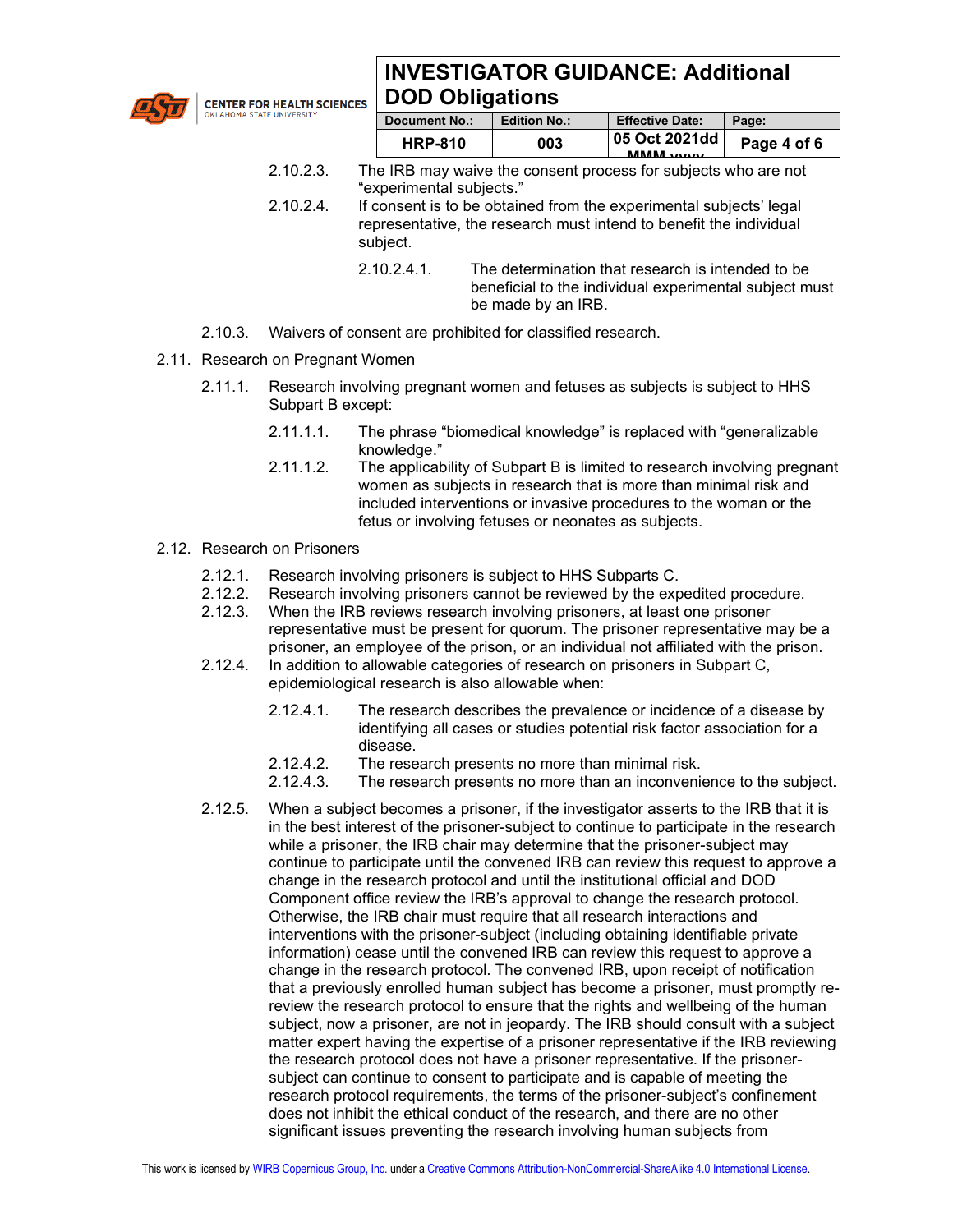2.10.2.3. The IRB may waive the consent process for subjects who are not "experimental subjects."

2.10.2.4. If consent is to be obtained from the experimental subjects' legal representative, the research must intend to benefit the individual subject.

2.10.2.4.1. The determination that research is intended to be beneficial to the individual experimental subject must be made by an IRB.

2.10.3. Waivers of consent are prohibited for classified research.

2.11. Research on Pregnant Women

2.11.1. Research involving pregnant women and fetuses as subjects is subject to HHS Subpart B except:

2.11.1.1. The phrase "biomedical knowledge" is replaced with "generalizable knowledge."

2.11.1.2. The applicability of Subpart B is limited to research involving pregnant women as subjects in research that is more than minimal risk and included interventions or invasive procedures to the woman or the fetus or involving fetuses or neonates as subjects.

2.12. Research on Prisoners

2.12.1. Research involving prisoners is subject to HHS Subparts C.

2.12.2. Research involving prisoners cannot be reviewed by the expedited procedure.

2.12.3. When the IRB reviews research involving prisoners, at least one prisoner representative must be present for quorum. The prisoner representative may be a prisoner, an employee of the prison, or an individual not affiliated with the prison.

2.12.4. In addition to allowable categories of research on prisoners in Subpart C, epidemiological research is also allowable when:

2.12.4.1. The research describes the prevalence or incidence of a disease by identifying all cases or studies potential risk factor association for a disease.

2.12.4.2. The research presents no more than minimal risk.

2.12.4.3. The research presents no more than an inconvenience to the subject.

2.12.5. When a subject becomes a prisoner, if the investigator asserts to the IRB that it is in the best interest of the prisoner-subject to continue to participate in the research while a prisoner, the IRB chair may determine that the prisoner-subject may continue to participate until the convened IRB can review this request to approve a change in the research protocol and until the institutional official and DOD Component office review the IRB's approval to change the research protocol. Otherwise, the IRB chair must require that all research interactions and interventions with the prisoner-subject (including obtaining identifiable private information) cease until the convened IRB can review this request to approve a change in the research protocol. The convened IRB, upon receipt of notification that a previously enrolled human subject has become a prisoner, must promptly re-review the research protocol to ensure that the rights and wellbeing of the human subject, now a prisoner, are not in jeopardy. The IRB should consult with a subject matter expert having the expertise of a prisoner representative if the IRB reviewing the research protocol does not have a prisoner representative. If the prisoner-subject can continue to consent to participate and is capable of meeting the research protocol requirements, the terms of the prisoner-subject's confinement does not inhibit the ethical conduct of the research, and there are no other significant issues preventing the research involving human subjects from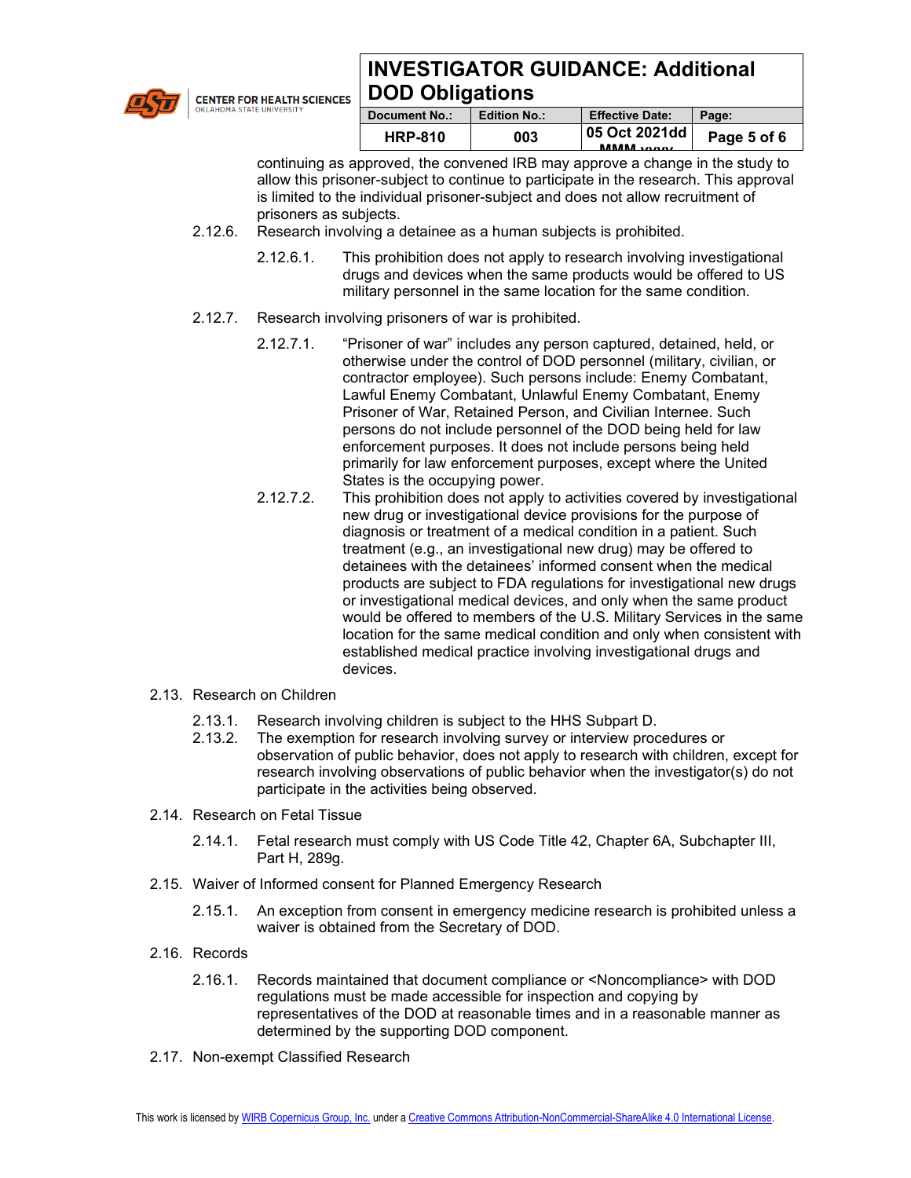continuing as approved, the convened IRB may approve a change in the study to allow this prisoner-subject to continue to participate in the research. This approval is limited to the individual prisoner-subject and does not allow recruitment of prisoners as subjects.

2.12.6. Research involving a detainee as a human subjects is prohibited.

2.12.6.1. This prohibition does not apply to research involving investigational drugs and devices when the same products would be offered to US military personnel in the same location for the same condition.

2.12.7. Research involving prisoners of war is prohibited.

2.12.7.1. "Prisoner of war" includes any person captured, detained, held, or otherwise under the control of DOD personnel (military, civilian, or contractor employee). Such persons include: Enemy Combatant, Lawful Enemy Combatant, Unlawful Enemy Combatant, Enemy Prisoner of War, Retained Person, and Civilian Internee. Such persons do not include personnel of the DOD being held for law enforcement purposes. It does not include persons being held primarily for law enforcement purposes, except where the United States is the occupying power.

2.12.7.2. This prohibition does not apply to activities covered by investigational new drug or investigational device provisions for the purpose of diagnosis or treatment of a medical condition in a patient. Such treatment (e.g., an investigational new drug) may be offered to detainees with the detainees' informed consent when the medical products are subject to FDA regulations for investigational new drugs or investigational medical devices, and only when the same product would be offered to members of the U.S. Military Services in the same location for the same medical condition and only when consistent with established medical practice involving investigational drugs and devices.

2.13. Research on Children

2.13.1. Research involving children is subject to the HHS Subpart D.

2.13.2. The exemption for research involving survey or interview procedures or observation of public behavior, does not apply to research with children, except for research involving observations of public behavior when the investigator(s) do not participate in the activities being observed.

2.14. Research on Fetal Tissue

2.14.1. Fetal research must comply with US Code Title 42, Chapter 6A, Subchapter III, Part H, 289g.

2.15. Waiver of Informed consent for Planned Emergency Research

2.15.1. An exception from consent in emergency medicine research is prohibited unless a waiver is obtained from the Secretary of DOD.

2.16. Records

2.16.1. Records maintained that document compliance or <Noncompliance> with DOD regulations must be made accessible for inspection and copying by representatives of the DOD at reasonable times and in a reasonable manner as determined by the supporting DOD component.

2.17. Non-exempt Classified Research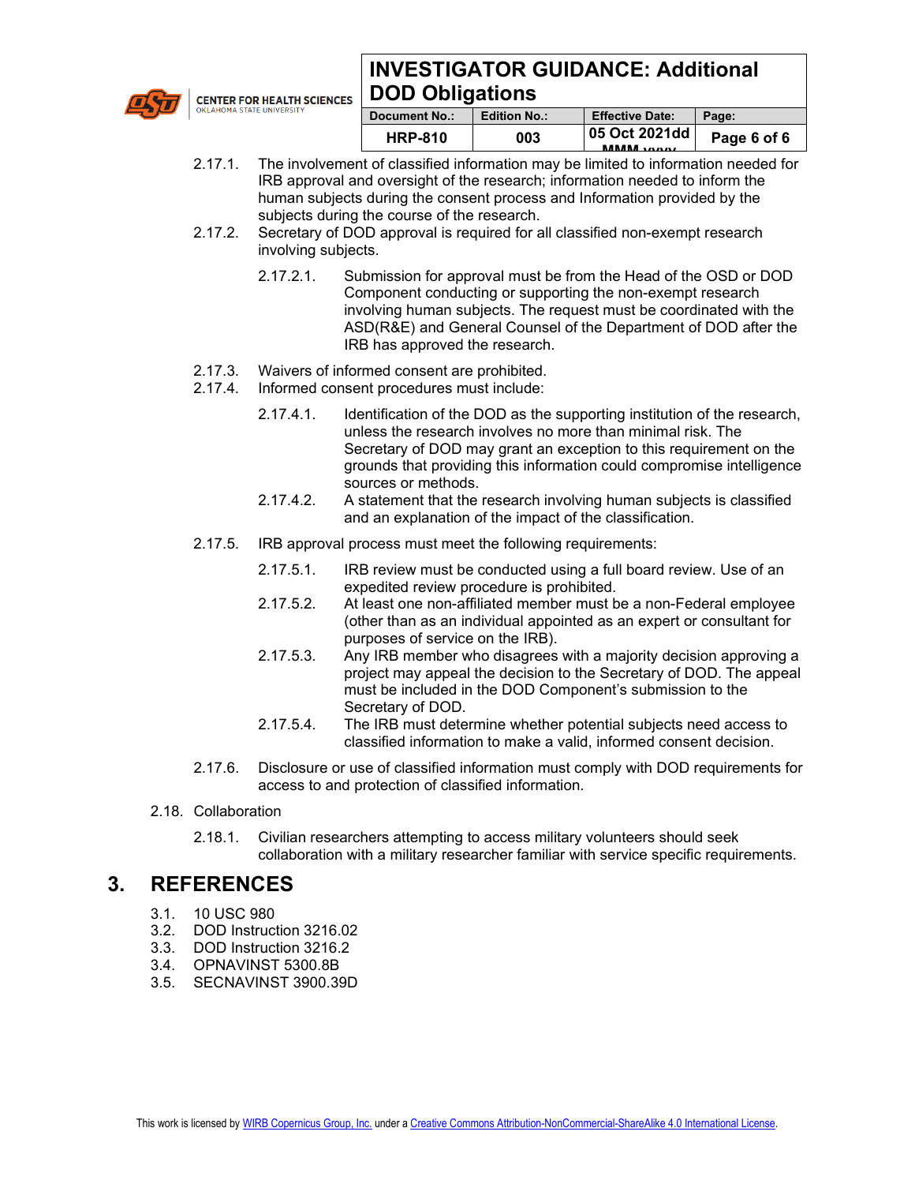2.17.1. The involvement of classified information may be limited to information needed for IRB approval and oversight of the research; information needed to inform the human subjects during the consent process and Information provided by the subjects during the course of the research.

2.17.2. Secretary of DOD approval is required for all classified non-exempt research involving subjects.

2.17.2.1. Submission for approval must be from the Head of the OSD or DOD Component conducting or supporting the non-exempt research involving human subjects. The request must be coordinated with the ASD(R&E) and General Counsel of the Department of DOD after the IRB has approved the research.

2.17.3. Waivers of informed consent are prohibited.

2.17.4. Informed consent procedures must include:

2.17.4.1. Identification of the DOD as the supporting institution of the research, unless the research involves no more than minimal risk. The Secretary of DOD may grant an exception to this requirement on the grounds that providing this information could compromise intelligence sources or methods.

2.17.4.2. A statement that the research involving human subjects is classified and an explanation of the impact of the classification.

2.17.5. IRB approval process must meet the following requirements:

2.17.5.1. IRB review must be conducted using a full board review. Use of an expedited review procedure is prohibited.

2.17.5.2. At least one non-affiliated member must be a non-Federal employee (other than as an individual appointed as an expert or consultant for purposes of service on the IRB).

2.17.5.3. Any IRB member who disagrees with a majority decision approving a project may appeal the decision to the Secretary of DOD. The appeal must be included in the DOD Component's submission to the Secretary of DOD.

2.17.5.4. The IRB must determine whether potential subjects need access to classified information to make a valid, informed consent decision.

2.17.6. Disclosure or use of classified information must comply with DOD requirements for access to and protection of classified information.

2.18. Collaboration

2.18.1. Civilian researchers attempting to access military volunteers should seek collaboration with a military researcher familiar with service specific requirements.

# 3. REFERENCES

3.1. 10 USC 980

3.2. DOD Instruction 3216.02

3.3. DOD Instruction 3216.2

3.4. OPNAVINST 5300.8B

3.5. SECNAVINST 3900.39D

This work is licensed by WIRB Copernicus Group, Inc. under a Creative Commons Attribution-NonCommercial-ShareAlike 4.0 International License.